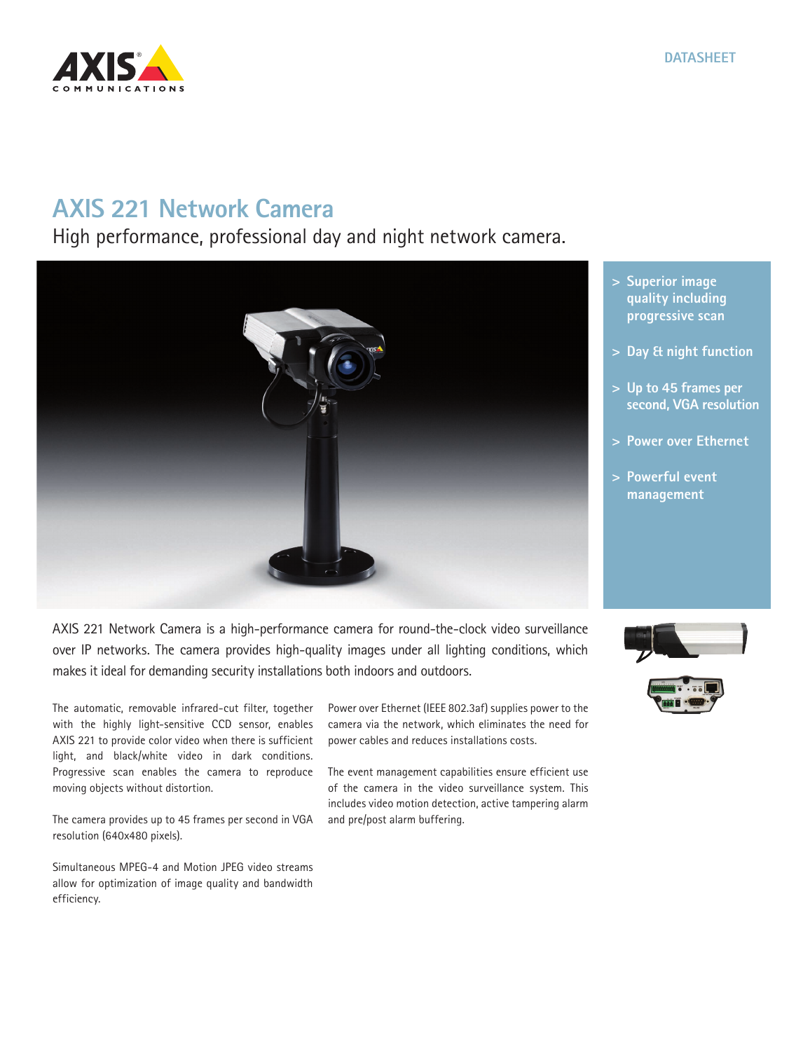DATASHEET

# AXIS 221 Network Camera

## High performance, professional day and night network camera.

- Superior image quality including progressive scan
- Day & night function
- Up to 45 frames per second, VGA resolution
- Power over Ethernet
- Powerful event management

AXIS 221 Network Camera is a high-performance camera for round-the-clock video surveillance over IP networks. The camera provides high-quality images under all lighting conditions, which makes it ideal for demanding security installations both indoors and outdoors.

The automatic, removable infrared-cut filter, together with the highly light-sensitive CCD sensor, enables AXIS 221 to provide color video when there is sufficient light, and black/white video in dark conditions. Progressive scan enables the camera to reproduce moving objects without distortion.

The camera provides up to 45 frames per second in VGA resolution (640x480 pixels).

Simultaneous MPEG-4 and Motion JPEG video streams allow for optimization of image quality and bandwidth efficiency.

Power over Ethernet (IEEE 802.3af) supplies power to the camera via the network, which eliminates the need for power cables and reduces installations costs.

The event management capabilities ensure efficient use of the camera in the video surveillance system. This includes video motion detection, active tampering alarm and pre/post alarm buffering.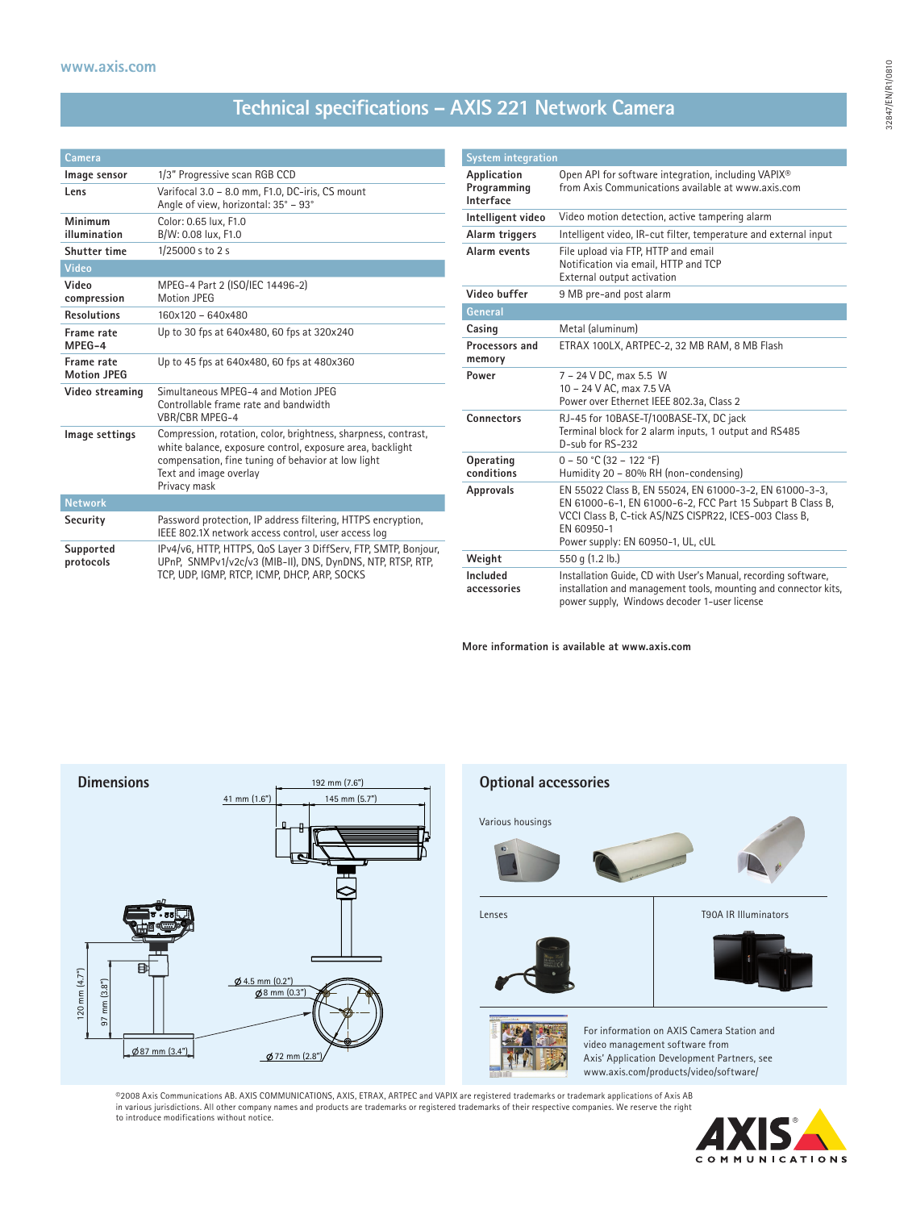www.axis.com

# Technical specifications – AXIS 221 Network Camera

| Camera | |
|---|---|
| Image sensor | 1/3" Progressive scan RGB CCD |
| Lens | Varifocal 3.0 – 8.0 mm, F1.0, DC-iris, CS mount<br>Angle of view, horizontal: 35° – 93° |
| Minimum illumination | Color: 0.65 lux, F1.0<br>B/W: 0.08 lux, F1.0 |
| Shutter time | 1/25000 s to 2 s |
| **Video** | |
| Video compression | MPEG-4 Part 2 (ISO/IEC 14496-2)<br>Motion JPEG |
| Resolutions | 160x120 – 640x480 |
| Frame rate MPEG-4 | Up to 30 fps at 640x480, 60 fps at 320x240 |
| Frame rate Motion JPEG | Up to 45 fps at 640x480, 60 fps at 480x360 |
| Video streaming | Simultaneous MPEG-4 and Motion JPEG<br>Controllable frame rate and bandwidth<br>VBR/CBR MPEG-4 |
| Image settings | Compression, rotation, color, brightness, sharpness, contrast, white balance, exposure control, exposure area, backlight compensation, fine tuning of behavior at low light<br>Text and image overlay<br>Privacy mask |
| **Network** | |
| Security | Password protection, IP address filtering, HTTPS encryption, IEEE 802.1X network access control, user access log |
| Supported protocols | IPv4/v6, HTTP, HTTPS, QoS Layer 3 DiffServ, FTP, SMTP, Bonjour, UPnP, SNMPv1/v2c/v3 (MIB-II), DNS, DynDNS, NTP, RTSP, RTP, TCP, UDP, IGMP, RTCP, ICMP, DHCP, ARP, SOCKS |

| System integration | |
|---|---|
| Application Programming Interface | Open API for software integration, including VAPIX® from Axis Communications available at www.axis.com |
| Intelligent video | Video motion detection, active tampering alarm |
| Alarm triggers | Intelligent video, IR-cut filter, temperature and external input |
| Alarm events | File upload via FTP, HTTP and email<br>Notification via email, HTTP and TCP<br>External output activation |
| Video buffer | 9 MB pre-and post alarm |
| **General** | |
| Casing | Metal (aluminum) |
| Processors and memory | ETRAX 100LX, ARTPEC-2, 32 MB RAM, 8 MB Flash |
| Power | 7 – 24 V DC, max 5.5 W<br>10 – 24 V AC, max 7.5 VA<br>Power over Ethernet IEEE 802.3a, Class 2 |
| Connectors | RJ-45 for 10BASE-T/100BASE-TX, DC jack<br>Terminal block for 2 alarm inputs, 1 output and RS485<br>D-sub for RS-232 |
| Operating conditions | 0 – 50 °C (32 – 122 °F)<br>Humidity 20 – 80% RH (non-condensing) |
| Approvals | EN 55022 Class B, EN 55024, EN 61000-3-2, EN 61000-3-3, EN 61000-6-1, EN 61000-6-2, FCC Part 15 Subpart B Class B, VCCI Class B, C-tick AS/NZS CISPR22, ICES-003 Class B, EN 60950-1<br>Power supply: EN 60950-1, UL, cUL |
| Weight | 550 g (1.2 lb.) |
| Included accessories | Installation Guide, CD with User's Manual, recording software, installation and management tools, mounting and connector kits, power supply, Windows decoder 1-user license |

**More information is available at www.axis.com**

## Dimensions

192 mm (7.6")
41 mm (1.6")
145 mm (5.7")
120 mm (4.7")
97 mm (3.8")
Ø 87 mm (3.4")
Ø 4.5 mm (0.2")
Ø 8 mm (0.3")
Ø 72 mm (2.8")

## Optional accessories

Various housings

Lenses

T90A IR Illuminators

For information on AXIS Camera Station and video management software from Axis' Application Development Partners, see www.axis.com/products/video/software/

©2008 Axis Communications AB. AXIS COMMUNICATIONS, AXIS, ETRAX, ARTPEC and VAPIX are registered trademarks or trademark applications of Axis AB in various jurisdictions. All other company names and products are trademarks or registered trademarks of their respective companies. We reserve the right to introduce modifications without notice.

32847/EN/R1/0810